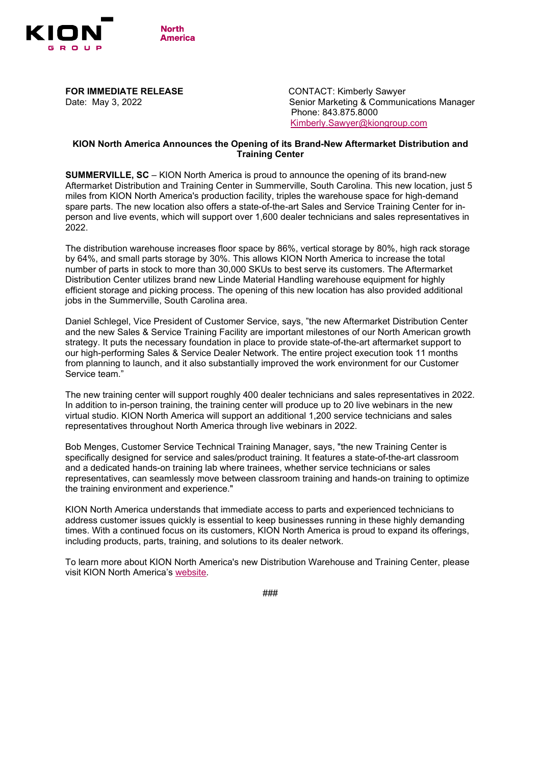KION GROUP North America

**FOR IMMEDIATE RELEASE**
Date: May 3, 2022

CONTACT: Kimberly Sawyer
Senior Marketing & Communications Manager
Phone: 843.875.8000
Kimberly.Sawyer@kiongroup.com

**KION North America Announces the Opening of its Brand-New Aftermarket Distribution and Training Center**

**SUMMERVILLE, SC** – KION North America is proud to announce the opening of its brand-new Aftermarket Distribution and Training Center in Summerville, South Carolina. This new location, just 5 miles from KION North America's production facility, triples the warehouse space for high-demand spare parts. The new location also offers a state-of-the-art Sales and Service Training Center for in-person and live events, which will support over 1,600 dealer technicians and sales representatives in 2022.

The distribution warehouse increases floor space by 86%, vertical storage by 80%, high rack storage by 64%, and small parts storage by 30%. This allows KION North America to increase the total number of parts in stock to more than 30,000 SKUs to best serve its customers. The Aftermarket Distribution Center utilizes brand new Linde Material Handling warehouse equipment for highly efficient storage and picking process. The opening of this new location has also provided additional jobs in the Summerville, South Carolina area.

Daniel Schlegel, Vice President of Customer Service, says, "the new Aftermarket Distribution Center and the new Sales & Service Training Facility are important milestones of our North American growth strategy. It puts the necessary foundation in place to provide state-of-the-art aftermarket support to our high-performing Sales & Service Dealer Network. The entire project execution took 11 months from planning to launch, and it also substantially improved the work environment for our Customer Service team."

The new training center will support roughly 400 dealer technicians and sales representatives in 2022. In addition to in-person training, the training center will produce up to 20 live webinars in the new virtual studio. KION North America will support an additional 1,200 service technicians and sales representatives throughout North America through live webinars in 2022.

Bob Menges, Customer Service Technical Training Manager, says, "the new Training Center is specifically designed for service and sales/product training. It features a state-of-the-art classroom and a dedicated hands-on training lab where trainees, whether service technicians or sales representatives, can seamlessly move between classroom training and hands-on training to optimize the training environment and experience."

KION North America understands that immediate access to parts and experienced technicians to address customer issues quickly is essential to keep businesses running in these highly demanding times. With a continued focus on its customers, KION North America is proud to expand its offerings, including products, parts, training, and solutions to its dealer network.

To learn more about KION North America's new Distribution Warehouse and Training Center, please visit KION North America's website.

###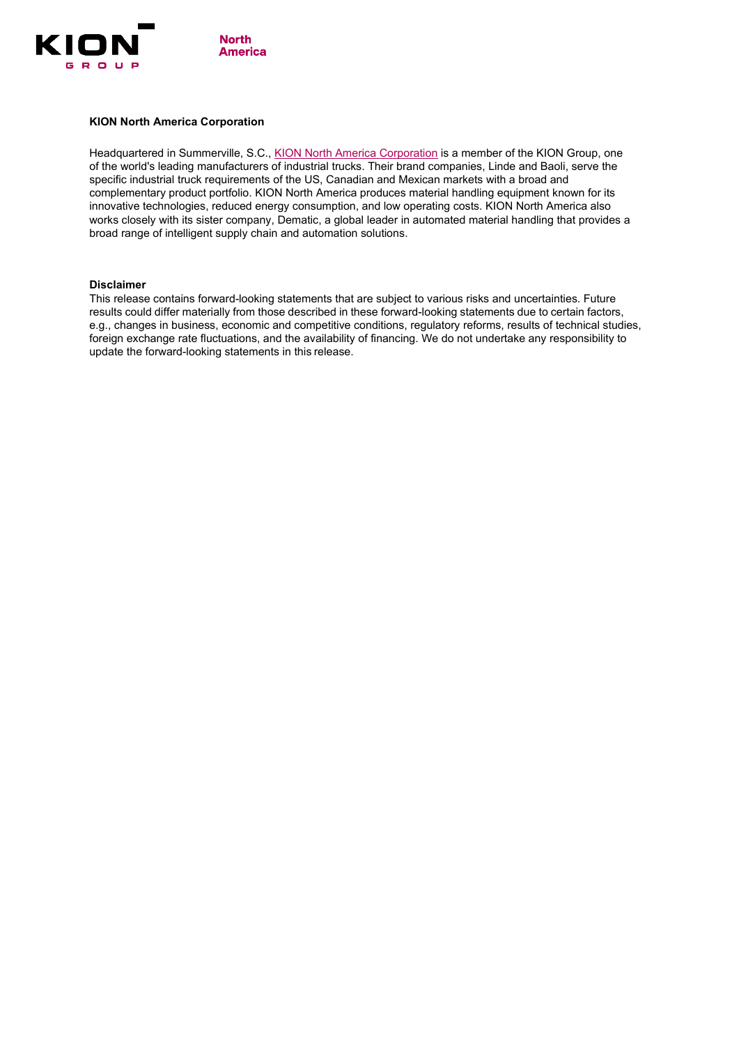**KION North America Corporation**

Headquartered in Summerville, S.C., KION North America Corporation is a member of the KION Group, one of the world's leading manufacturers of industrial trucks. Their brand companies, Linde and Baoli, serve the specific industrial truck requirements of the US, Canadian and Mexican markets with a broad and complementary product portfolio. KION North America produces material handling equipment known for its innovative technologies, reduced energy consumption, and low operating costs. KION North America also works closely with its sister company, Dematic, a global leader in automated material handling that provides a broad range of intelligent supply chain and automation solutions.

**Disclaimer**

This release contains forward-looking statements that are subject to various risks and uncertainties. Future results could differ materially from those described in these forward-looking statements due to certain factors, e.g., changes in business, economic and competitive conditions, regulatory reforms, results of technical studies, foreign exchange rate fluctuations, and the availability of financing. We do not undertake any responsibility to update the forward-looking statements in this release.